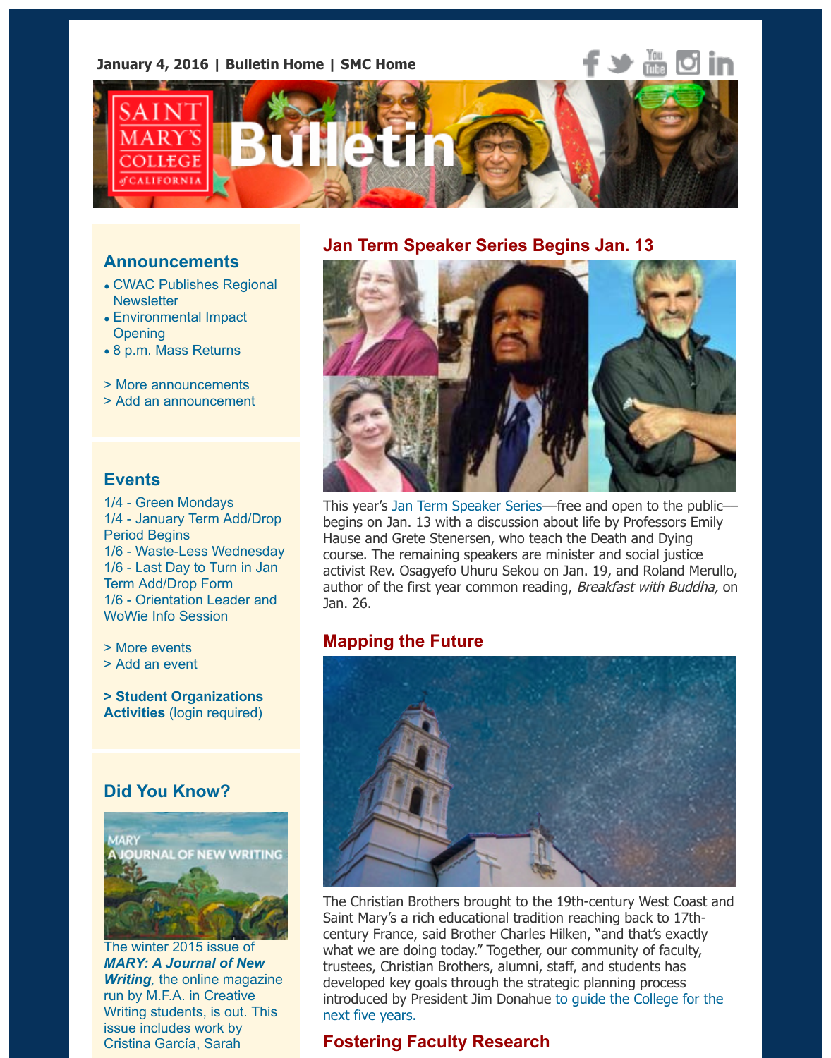January 4, 2016 | Bulletin Home | SMC Home

# Bulletin

## Announcements

- CWAC Publishes Regional Newsletter
- Environmental Impact Opening
- 8 p.m. Mass Returns

> More announcements
> Add an announcement

## Events

1/4 - Green Mondays
1/4 - January Term Add/Drop Period Begins
1/6 - Waste-Less Wednesday
1/6 - Last Day to Turn in Jan Term Add/Drop Form
1/6 - Orientation Leader and WoWie Info Session

> More events
> Add an event

**> Student Organizations Activities** (login required)

## Did You Know?

The winter 2015 issue of ***MARY: A Journal of New Writing***, the online magazine run by M.F.A. in Creative Writing students, is out. This issue includes work by Cristina García, Sarah

## Jan Term Speaker Series Begins Jan. 13

This year's Jan Term Speaker Series—free and open to the public—begins on Jan. 13 with a discussion about life by Professors Emily Hause and Grete Stenersen, who teach the Death and Dying course. The remaining speakers are minister and social justice activist Rev. Osagyefo Uhuru Sekou on Jan. 19, and Roland Merullo, author of the first year common reading, *Breakfast with Buddha,* on Jan. 26.

## Mapping the Future

The Christian Brothers brought to the 19th-century West Coast and Saint Mary's a rich educational tradition reaching back to 17th-century France, said Brother Charles Hilken, "and that's exactly what we are doing today." Together, our community of faculty, trustees, Christian Brothers, alumni, staff, and students has developed key goals through the strategic planning process introduced by President Jim Donahue to guide the College for the next five years.

## Fostering Faculty Research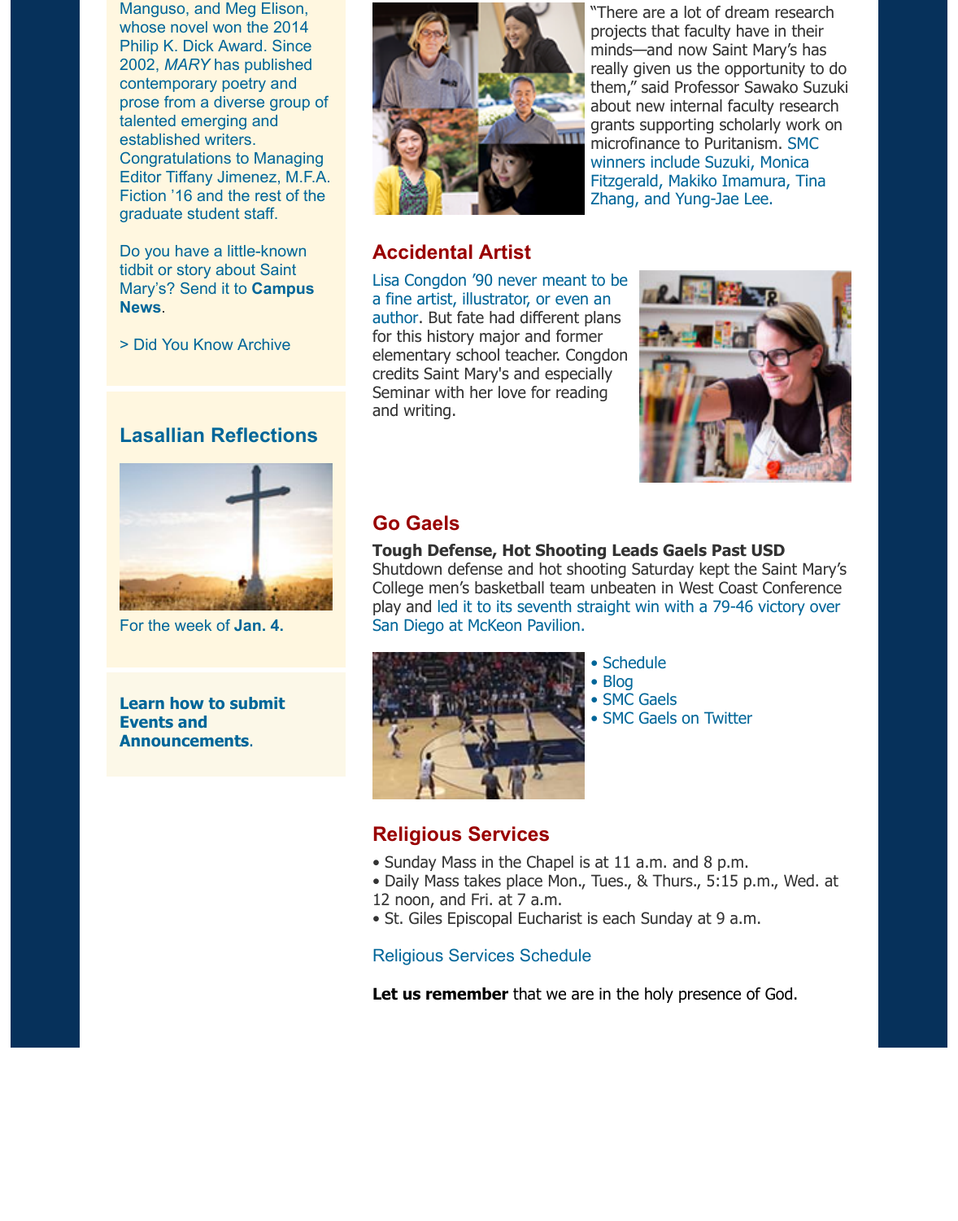Manguso, and Meg Elison, whose novel won the 2014 Philip K. Dick Award. Since 2002, *MARY* has published contemporary poetry and prose from a diverse group of talented emerging and established writers. Congratulations to Managing Editor Tiffany Jimenez, M.F.A. Fiction '16 and the rest of the graduate student staff.

Do you have a little-known tidbit or story about Saint Mary's? Send it to **Campus News**.

> Did You Know Archive

## Lasallian Reflections

For the week of **Jan. 4**.

**Learn how to submit Events and Announcements**.

"There are a lot of dream research projects that faculty have in their minds—and now Saint Mary's has really given us the opportunity to do them," said Professor Sawako Suzuki about new internal faculty research grants supporting scholarly work on microfinance to Puritanism. SMC winners include Suzuki, Monica Fitzgerald, Makiko Imamura, Tina Zhang, and Yung-Jae Lee.

## Accidental Artist

Lisa Congdon '90 never meant to be a fine artist, illustrator, or even an author. But fate had different plans for this history major and former elementary school teacher. Congdon credits Saint Mary's and especially Seminar with her love for reading and writing.

## Go Gaels

**Tough Defense, Hot Shooting Leads Gaels Past USD**
Shutdown defense and hot shooting Saturday kept the Saint Mary's College men's basketball team unbeaten in West Coast Conference play and led it to its seventh straight win with a 79-46 victory over San Diego at McKeon Pavilion.

- Schedule
- Blog
- SMC Gaels
- SMC Gaels on Twitter

## Religious Services

- Sunday Mass in the Chapel is at 11 a.m. and 8 p.m.
- Daily Mass takes place Mon., Tues., & Thurs., 5:15 p.m., Wed. at 12 noon, and Fri. at 7 a.m.
- St. Giles Episcopal Eucharist is each Sunday at 9 a.m.

Religious Services Schedule

**Let us remember** that we are in the holy presence of God.